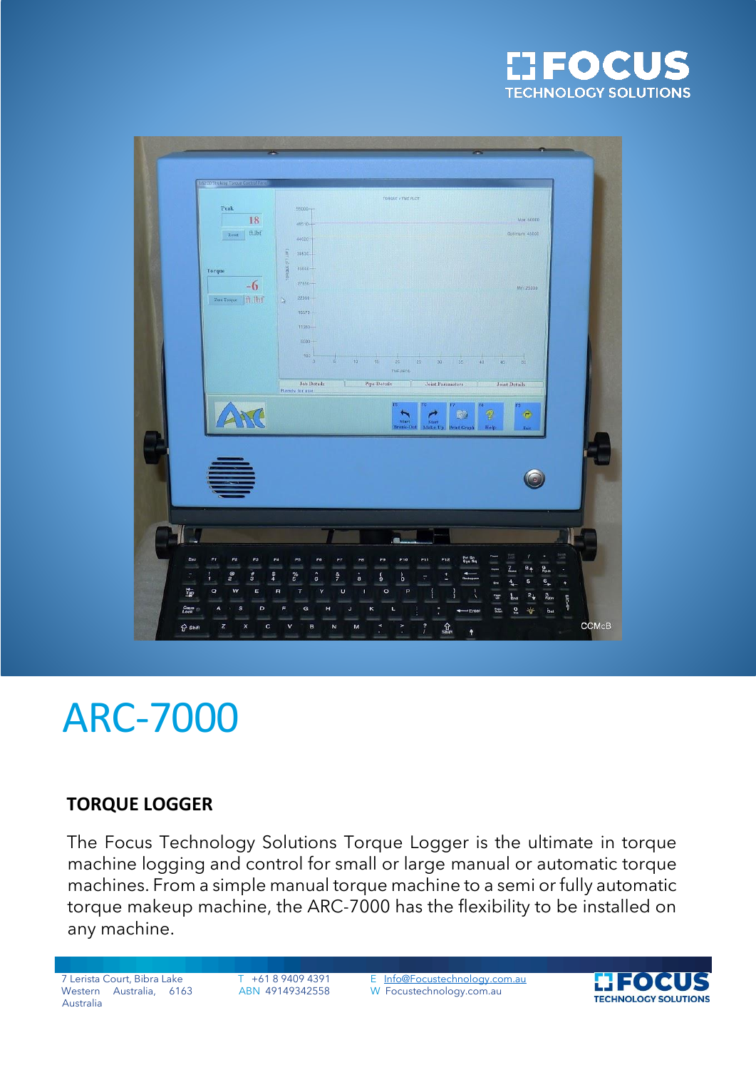# ARC-7000

## TORQUE LOGGER

The Focus Technology Solutions Torque Logger is the ultimate in torque machine logging and control for small or large manual or automatic torque machines. From a simple manual torque machine to a semi or fully automatic torque makeup machine, the ARC-7000 has the flexibility to be installed on any machine.

7 Lerista Court, Bibra Lake Western Australia, 6163 Australia

T +61 8 9409 4391
ABN 49149342558

E Info@Focustechnology.com.au
W Focustechnology.com.au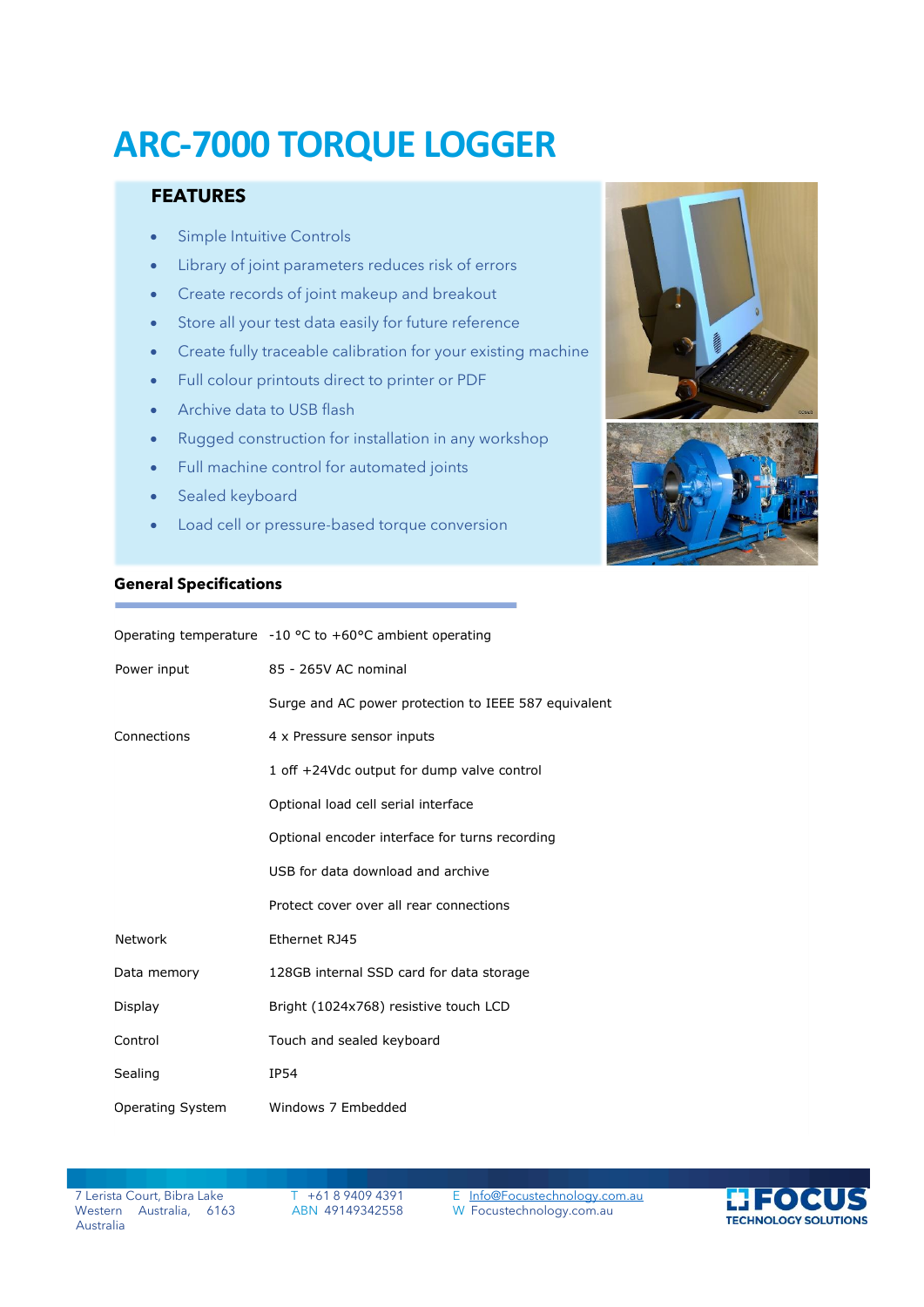# ARC-7000 TORQUE LOGGER

## FEATURES

- Simple Intuitive Controls
- Library of joint parameters reduces risk of errors
- Create records of joint makeup and breakout
- Store all your test data easily for future reference
- Create fully traceable calibration for your existing machine
- Full colour printouts direct to printer or PDF
- Archive data to USB flash
- Rugged construction for installation in any workshop
- Full machine control for automated joints
- Sealed keyboard
- Load cell or pressure-based torque conversion

## General Specifications

| | |
|---|---|
| Operating temperature | -10 °C to +60°C ambient operating |
| Power input | 85 - 265V AC nominal |
| | Surge and AC power protection to IEEE 587 equivalent |
| Connections | 4 x Pressure sensor inputs |
| | 1 off +24Vdc output for dump valve control |
| | Optional load cell serial interface |
| | Optional encoder interface for turns recording |
| | USB for data download and archive |
| | Protect cover over all rear connections |
| Network | Ethernet RJ45 |
| Data memory | 128GB internal SSD card for data storage |
| Display | Bright (1024x768) resistive touch LCD |
| Control | Touch and sealed keyboard |
| Sealing | IP54 |
| Operating System | Windows 7 Embedded |

7 Lerista Court, Bibra Lake Western Australia, 6163 Australia

T +61 8 9409 4391
ABN 49149342558

E Info@Focustechnology.com.au
W Focustechnology.com.au

FOCUS TECHNOLOGY SOLUTIONS